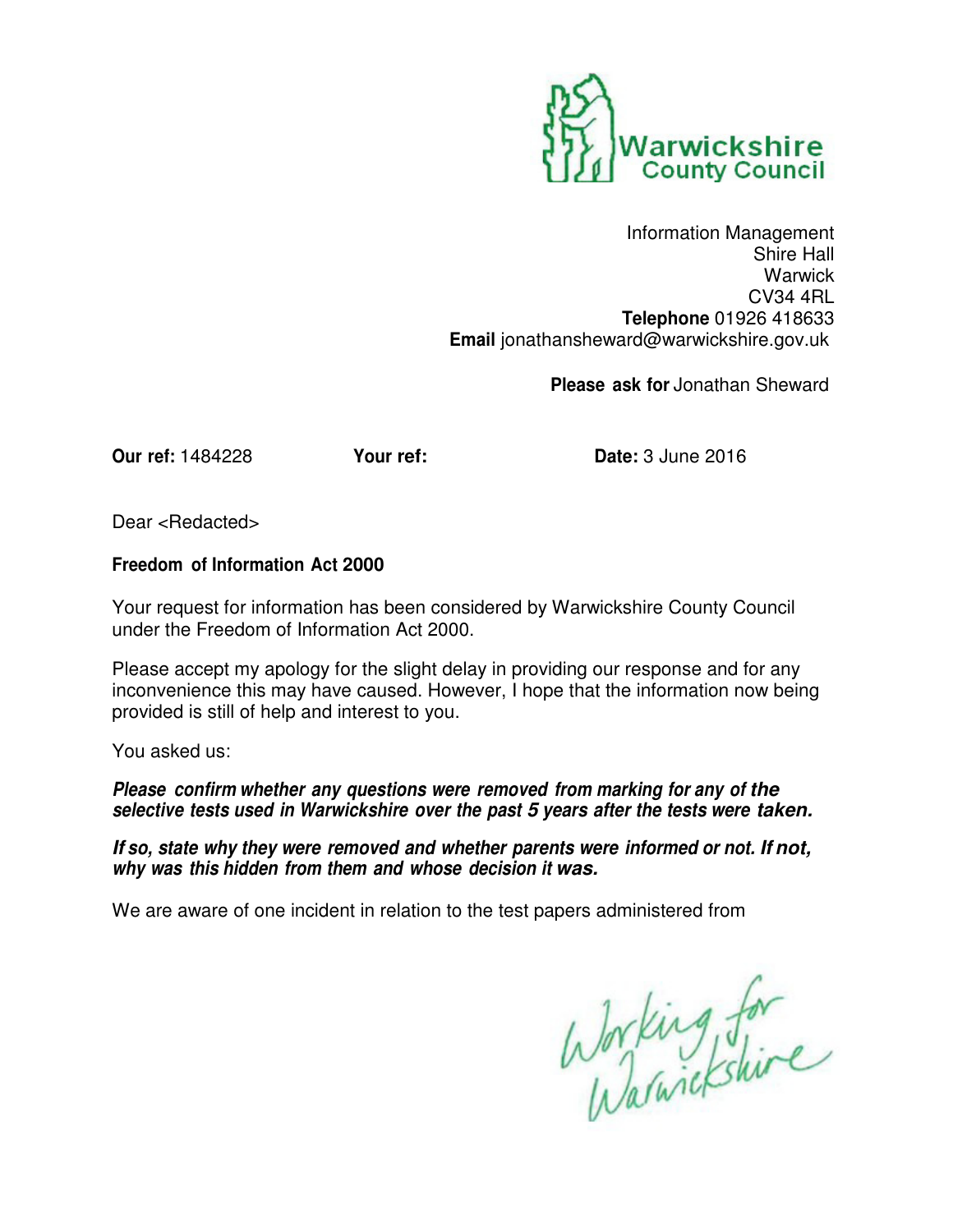Warwickshire County Council

Information Management
Shire Hall
Warwick
CV34 4RL
**Telephone** 01926 418633
**Email** jonathansheward@warwickshire.gov.uk

**Please ask for** Jonathan Sheward

**Our ref:** 1484228 **Your ref:** **Date:** 3 June 2016

Dear <Redacted>

**Freedom of Information Act 2000**

Your request for information has been considered by Warwickshire County Council under the Freedom of Information Act 2000.

Please accept my apology for the slight delay in providing our response and for any inconvenience this may have caused. However, I hope that the information now being provided is still of help and interest to you.

You asked us:

***Please confirm whether any questions were removed from marking for any of the selective tests used in Warwickshire over the past 5 years after the tests were taken.***

***If so, state why they were removed and whether parents were informed or not. If not, why was this hidden from them and whose decision it was.***

We are aware of one incident in relation to the test papers administered from

Working for Warwickshire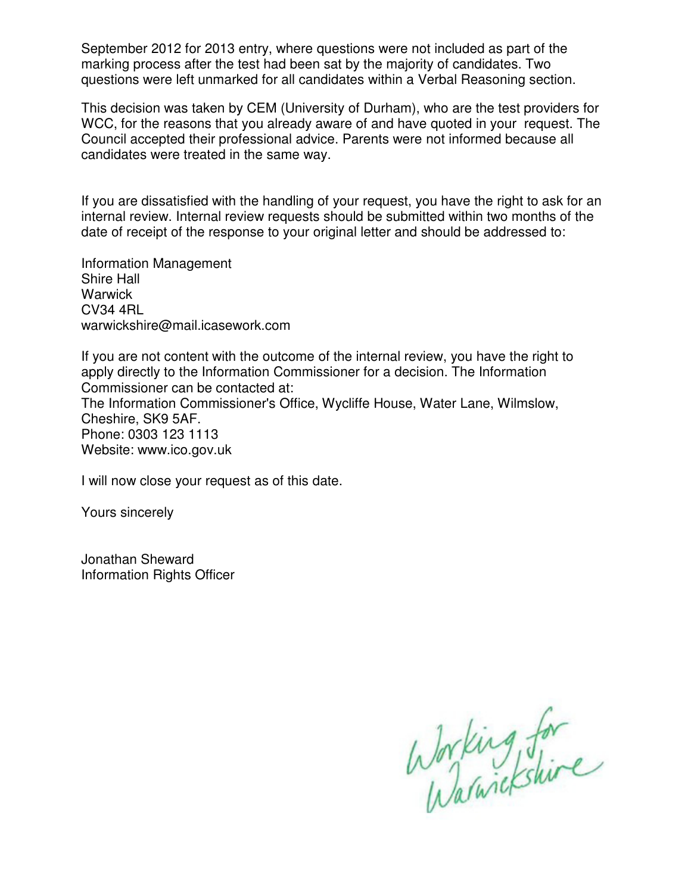September 2012 for 2013 entry, where questions were not included as part of the marking process after the test had been sat by the majority of candidates. Two questions were left unmarked for all candidates within a Verbal Reasoning section.

This decision was taken by CEM (University of Durham), who are the test providers for WCC, for the reasons that you already aware of and have quoted in your request. The Council accepted their professional advice. Parents were not informed because all candidates were treated in the same way.

If you are dissatisfied with the handling of your request, you have the right to ask for an internal review. Internal review requests should be submitted within two months of the date of receipt of the response to your original letter and should be addressed to:

Information Management
Shire Hall
Warwick
CV34 4RL
warwickshire@mail.icasework.com

If you are not content with the outcome of the internal review, you have the right to apply directly to the Information Commissioner for a decision. The Information Commissioner can be contacted at:
The Information Commissioner's Office, Wycliffe House, Water Lane, Wilmslow, Cheshire, SK9 5AF.
Phone: 0303 123 1113
Website: www.ico.gov.uk

I will now close your request as of this date.

Yours sincerely

Jonathan Sheward
Information Rights Officer

Working for Warwickshire